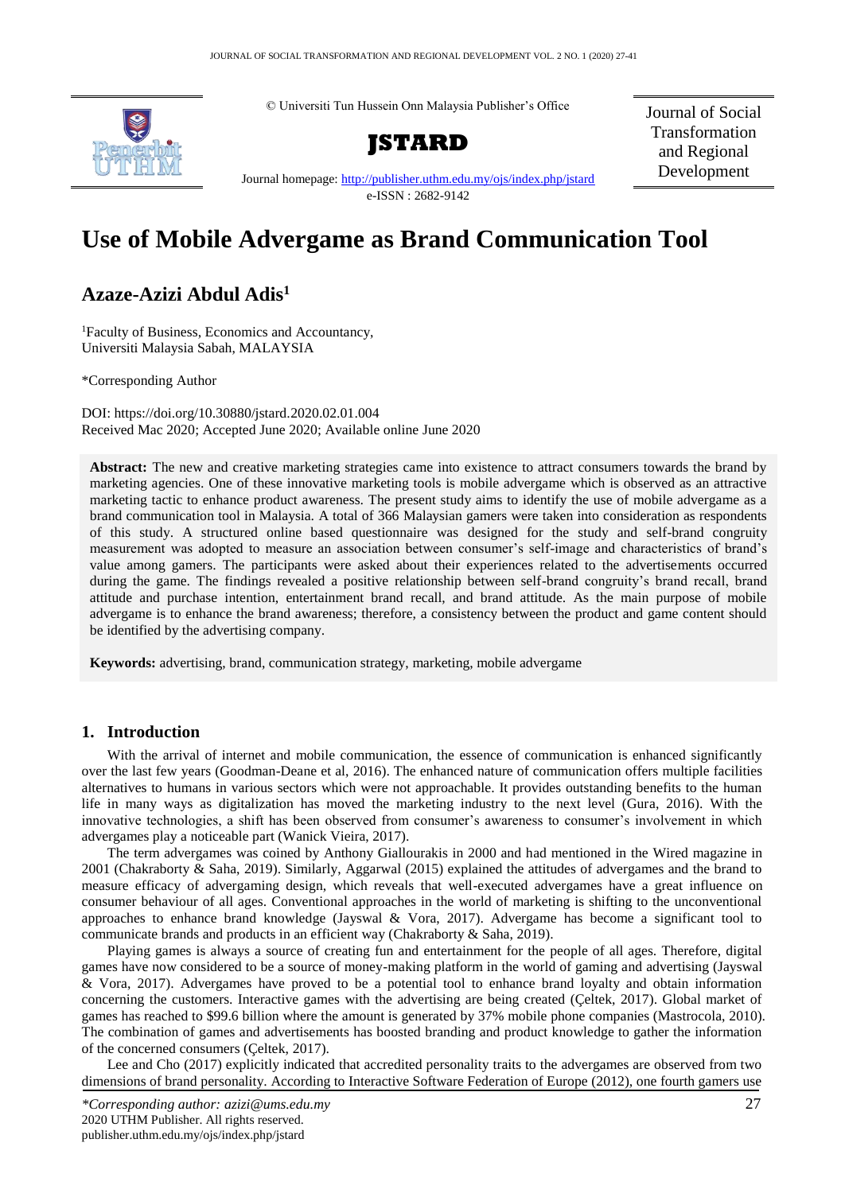© Universiti Tun Hussein Onn Malaysia Publisher's Office

**JSTARD**

Journal homepage: http://publisher.uthm.edu.my/ojs/index.php/jstard

e-ISSN : 2682-9142

Journal of Social Transformation and Regional Development

# Use of Mobile Advergame as Brand Communication Tool

## Azaze-Azizi Abdul Adis[1]

[1]Faculty of Business, Economics and Accountancy, Universiti Malaysia Sabah, MALAYSIA

*Corresponding Author

DOI: https://doi.org/10.30880/jstard.2020.02.01.004
Received Mac 2020; Accepted June 2020; Available online June 2020

**Abstract:** The new and creative marketing strategies came into existence to attract consumers towards the brand by marketing agencies. One of these innovative marketing tools is mobile advergame which is observed as an attractive marketing tactic to enhance product awareness. The present study aims to identify the use of mobile advergame as a brand communication tool in Malaysia. A total of 366 Malaysian gamers were taken into consideration as respondents of this study. A structured online based questionnaire was designed for the study and self-brand congruity measurement was adopted to measure an association between consumer's self-image and characteristics of brand's value among gamers. The participants were asked about their experiences related to the advertisements occurred during the game. The findings revealed a positive relationship between self-brand congruity's brand recall, brand attitude and purchase intention, entertainment brand recall, and brand attitude. As the main purpose of mobile advergame is to enhance the brand awareness; therefore, a consistency between the product and game content should be identified by the advertising company.

**Keywords:** advertising, brand, communication strategy, marketing, mobile advergame

## 1. Introduction

With the arrival of internet and mobile communication, the essence of communication is enhanced significantly over the last few years (Goodman-Deane et al, 2016). The enhanced nature of communication offers multiple facilities alternatives to humans in various sectors which were not approachable. It provides outstanding benefits to the human life in many ways as digitalization has moved the marketing industry to the next level (Gura, 2016). With the innovative technologies, a shift has been observed from consumer's awareness to consumer's involvement in which advergames play a noticeable part (Wanick Vieira, 2017).

The term advergames was coined by Anthony Giallourakis in 2000 and had mentioned in the Wired magazine in 2001 (Chakraborty & Saha, 2019). Similarly, Aggarwal (2015) explained the attitudes of advergames and the brand to measure efficacy of advergaming design, which reveals that well-executed advergames have a great influence on consumer behaviour of all ages. Conventional approaches in the world of marketing is shifting to the unconventional approaches to enhance brand knowledge (Jayswal & Vora, 2017). Advergame has become a significant tool to communicate brands and products in an efficient way (Chakraborty & Saha, 2019).

Playing games is always a source of creating fun and entertainment for the people of all ages. Therefore, digital games have now considered to be a source of money-making platform in the world of gaming and advertising (Jayswal & Vora, 2017). Advergames have proved to be a potential tool to enhance brand loyalty and obtain information concerning the customers. Interactive games with the advertising are being created (Çeltek, 2017). Global market of games has reached to $99.6 billion where the amount is generated by 37% mobile phone companies (Mastrocola, 2010). The combination of games and advertisements has boosted branding and product knowledge to gather the information of the concerned consumers (Çeltek, 2017).

Lee and Cho (2017) explicitly indicated that accredited personality traits to the advergames are observed from two dimensions of brand personality. According to Interactive Software Federation of Europe (2012), one fourth gamers use

*Corresponding author: azizi@ums.edu.my
2020 UTHM Publisher. All rights reserved.
publisher.uthm.edu.my/ojs/index.php/jstard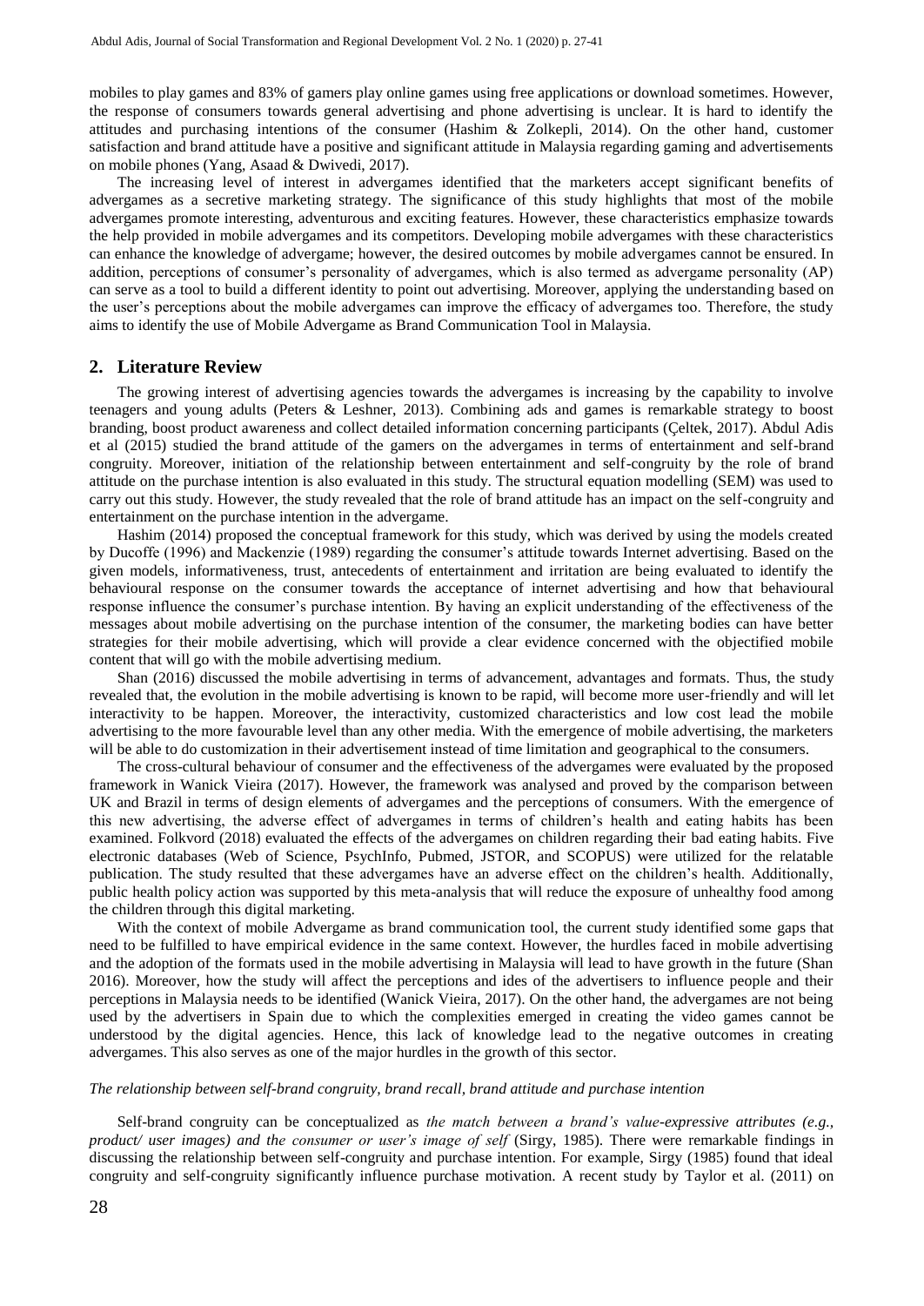mobiles to play games and 83% of gamers play online games using free applications or download sometimes. However, the response of consumers towards general advertising and phone advertising is unclear. It is hard to identify the attitudes and purchasing intentions of the consumer (Hashim & Zolkepli, 2014). On the other hand, customer satisfaction and brand attitude have a positive and significant attitude in Malaysia regarding gaming and advertisements on mobile phones (Yang, Asaad & Dwivedi, 2017).

The increasing level of interest in advergames identified that the marketers accept significant benefits of advergames as a secretive marketing strategy. The significance of this study highlights that most of the mobile advergames promote interesting, adventurous and exciting features. However, these characteristics emphasize towards the help provided in mobile advergames and its competitors. Developing mobile advergames with these characteristics can enhance the knowledge of advergame; however, the desired outcomes by mobile advergames cannot be ensured. In addition, perceptions of consumer's personality of advergames, which is also termed as advergame personality (AP) can serve as a tool to build a different identity to point out advertising. Moreover, applying the understanding based on the user's perceptions about the mobile advergames can improve the efficacy of advergames too. Therefore, the study aims to identify the use of Mobile Advergame as Brand Communication Tool in Malaysia.

## 2. Literature Review

The growing interest of advertising agencies towards the advergames is increasing by the capability to involve teenagers and young adults (Peters & Leshner, 2013). Combining ads and games is remarkable strategy to boost branding, boost product awareness and collect detailed information concerning participants (Çeltek, 2017). Abdul Adis et al (2015) studied the brand attitude of the gamers on the advergames in terms of entertainment and self-brand congruity. Moreover, initiation of the relationship between entertainment and self-congruity by the role of brand attitude on the purchase intention is also evaluated in this study. The structural equation modelling (SEM) was used to carry out this study. However, the study revealed that the role of brand attitude has an impact on the self-congruity and entertainment on the purchase intention in the advergame.

Hashim (2014) proposed the conceptual framework for this study, which was derived by using the models created by Ducoffe (1996) and Mackenzie (1989) regarding the consumer's attitude towards Internet advertising. Based on the given models, informativeness, trust, antecedents of entertainment and irritation are being evaluated to identify the behavioural response on the consumer towards the acceptance of internet advertising and how that behavioural response influence the consumer's purchase intention. By having an explicit understanding of the effectiveness of the messages about mobile advertising on the purchase intention of the consumer, the marketing bodies can have better strategies for their mobile advertising, which will provide a clear evidence concerned with the objectified mobile content that will go with the mobile advertising medium.

Shan (2016) discussed the mobile advertising in terms of advancement, advantages and formats. Thus, the study revealed that, the evolution in the mobile advertising is known to be rapid, will become more user-friendly and will let interactivity to be happen. Moreover, the interactivity, customized characteristics and low cost lead the mobile advertising to the more favourable level than any other media. With the emergence of mobile advertising, the marketers will be able to do customization in their advertisement instead of time limitation and geographical to the consumers.

The cross-cultural behaviour of consumer and the effectiveness of the advergames were evaluated by the proposed framework in Wanick Vieira (2017). However, the framework was analysed and proved by the comparison between UK and Brazil in terms of design elements of advergames and the perceptions of consumers. With the emergence of this new advertising, the adverse effect of advergames in terms of children's health and eating habits has been examined. Folkvord (2018) evaluated the effects of the advergames on children regarding their bad eating habits. Five electronic databases (Web of Science, PsychInfo, Pubmed, JSTOR, and SCOPUS) were utilized for the relatable publication. The study resulted that these advergames have an adverse effect on the children's health. Additionally, public health policy action was supported by this meta-analysis that will reduce the exposure of unhealthy food among the children through this digital marketing.

With the context of mobile Advergame as brand communication tool, the current study identified some gaps that need to be fulfilled to have empirical evidence in the same context. However, the hurdles faced in mobile advertising and the adoption of the formats used in the mobile advertising in Malaysia will lead to have growth in the future (Shan 2016). Moreover, how the study will affect the perceptions and ides of the advertisers to influence people and their perceptions in Malaysia needs to be identified (Wanick Vieira, 2017). On the other hand, the advergames are not being used by the advertisers in Spain due to which the complexities emerged in creating the video games cannot be understood by the digital agencies. Hence, this lack of knowledge lead to the negative outcomes in creating advergames. This also serves as one of the major hurdles in the growth of this sector.

*The relationship between self-brand congruity, brand recall, brand attitude and purchase intention*

Self-brand congruity can be conceptualized as *the match between a brand's value-expressive attributes (e.g., product/ user images) and the consumer or user's image of self* (Sirgy, 1985). There were remarkable findings in discussing the relationship between self-congruity and purchase intention. For example, Sirgy (1985) found that ideal congruity and self-congruity significantly influence purchase motivation. A recent study by Taylor et al. (2011) on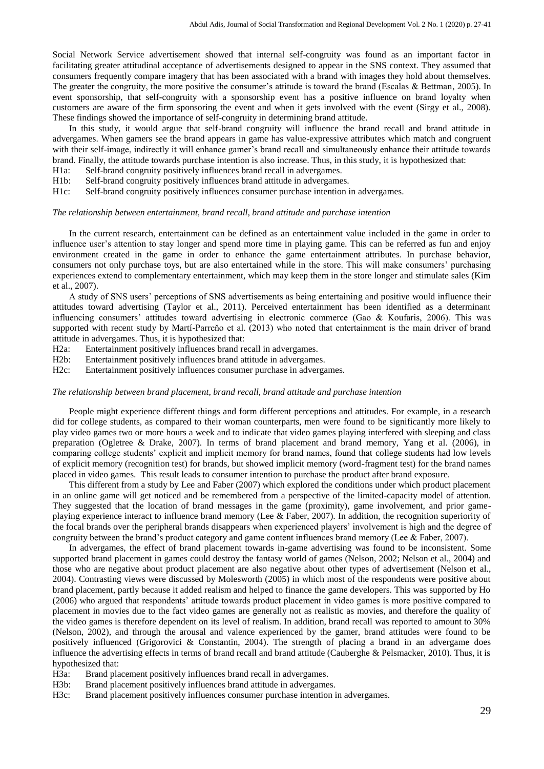Social Network Service advertisement showed that internal self-congruity was found as an important factor in facilitating greater attitudinal acceptance of advertisements designed to appear in the SNS context. They assumed that consumers frequently compare imagery that has been associated with a brand with images they hold about themselves. The greater the congruity, the more positive the consumer's attitude is toward the brand (Escalas & Bettman, 2005). In event sponsorship, that self-congruity with a sponsorship event has a positive influence on brand loyalty when customers are aware of the firm sponsoring the event and when it gets involved with the event (Sirgy et al., 2008). These findings showed the importance of self-congruity in determining brand attitude.

In this study, it would argue that self-brand congruity will influence the brand recall and brand attitude in advergames. When gamers see the brand appears in game has value-expressive attributes which match and congruent with their self-image, indirectly it will enhance gamer's brand recall and simultaneously enhance their attitude towards brand. Finally, the attitude towards purchase intention is also increase. Thus, in this study, it is hypothesized that:

H1a: Self-brand congruity positively influences brand recall in advergames.
H1b: Self-brand congruity positively influences brand attitude in advergames.
H1c: Self-brand congruity positively influences consumer purchase intention in advergames.

### *The relationship between entertainment, brand recall, brand attitude and purchase intention*

In the current research, entertainment can be defined as an entertainment value included in the game in order to influence user's attention to stay longer and spend more time in playing game. This can be referred as fun and enjoy environment created in the game in order to enhance the game entertainment attributes. In purchase behavior, consumers not only purchase toys, but are also entertained while in the store. This will make consumers' purchasing experiences extend to complementary entertainment, which may keep them in the store longer and stimulate sales (Kim et al., 2007).

A study of SNS users' perceptions of SNS advertisements as being entertaining and positive would influence their attitudes toward advertising (Taylor et al., 2011). Perceived entertainment has been identified as a determinant influencing consumers' attitudes toward advertising in electronic commerce (Gao & Koufaris, 2006). This was supported with recent study by Martí-Parreño et al. (2013) who noted that entertainment is the main driver of brand attitude in advergames. Thus, it is hypothesized that:

H2a: Entertainment positively influences brand recall in advergames.
H2b: Entertainment positively influences brand attitude in advergames.
H2c: Entertainment positively influences consumer purchase in advergames.

### *The relationship between brand placement, brand recall, brand attitude and purchase intention*

People might experience different things and form different perceptions and attitudes. For example, in a research did for college students, as compared to their woman counterparts, men were found to be significantly more likely to play video games two or more hours a week and to indicate that video games playing interfered with sleeping and class preparation (Ogletree & Drake, 2007). In terms of brand placement and brand memory, Yang et al. (2006), in comparing college students' explicit and implicit memory for brand names, found that college students had low levels of explicit memory (recognition test) for brands, but showed implicit memory (word-fragment test) for the brand names placed in video games. This result leads to consumer intention to purchase the product after brand exposure.

This different from a study by Lee and Faber (2007) which explored the conditions under which product placement in an online game will get noticed and be remembered from a perspective of the limited-capacity model of attention. They suggested that the location of brand messages in the game (proximity), game involvement, and prior game-playing experience interact to influence brand memory (Lee & Faber, 2007). In addition, the recognition superiority of the focal brands over the peripheral brands disappears when experienced players' involvement is high and the degree of congruity between the brand's product category and game content influences brand memory (Lee & Faber, 2007).

In advergames, the effect of brand placement towards in-game advertising was found to be inconsistent. Some supported brand placement in games could destroy the fantasy world of games (Nelson, 2002; Nelson et al., 2004) and those who are negative about product placement are also negative about other types of advertisement (Nelson et al., 2004). Contrasting views were discussed by Molesworth (2005) in which most of the respondents were positive about brand placement, partly because it added realism and helped to finance the game developers. This was supported by Ho (2006) who argued that respondents' attitude towards product placement in video games is more positive compared to placement in movies due to the fact video games are generally not as realistic as movies, and therefore the quality of the video games is therefore dependent on its level of realism. In addition, brand recall was reported to amount to 30% (Nelson, 2002), and through the arousal and valence experienced by the gamer, brand attitudes were found to be positively influenced (Grigorovici & Constantin, 2004). The strength of placing a brand in an advergame does influence the advertising effects in terms of brand recall and brand attitude (Cauberghe & Pelsmacker, 2010). Thus, it is hypothesized that:

H3a: Brand placement positively influences brand recall in advergames.
H3b: Brand placement positively influences brand attitude in advergames.
H3c: Brand placement positively influences consumer purchase intention in advergames.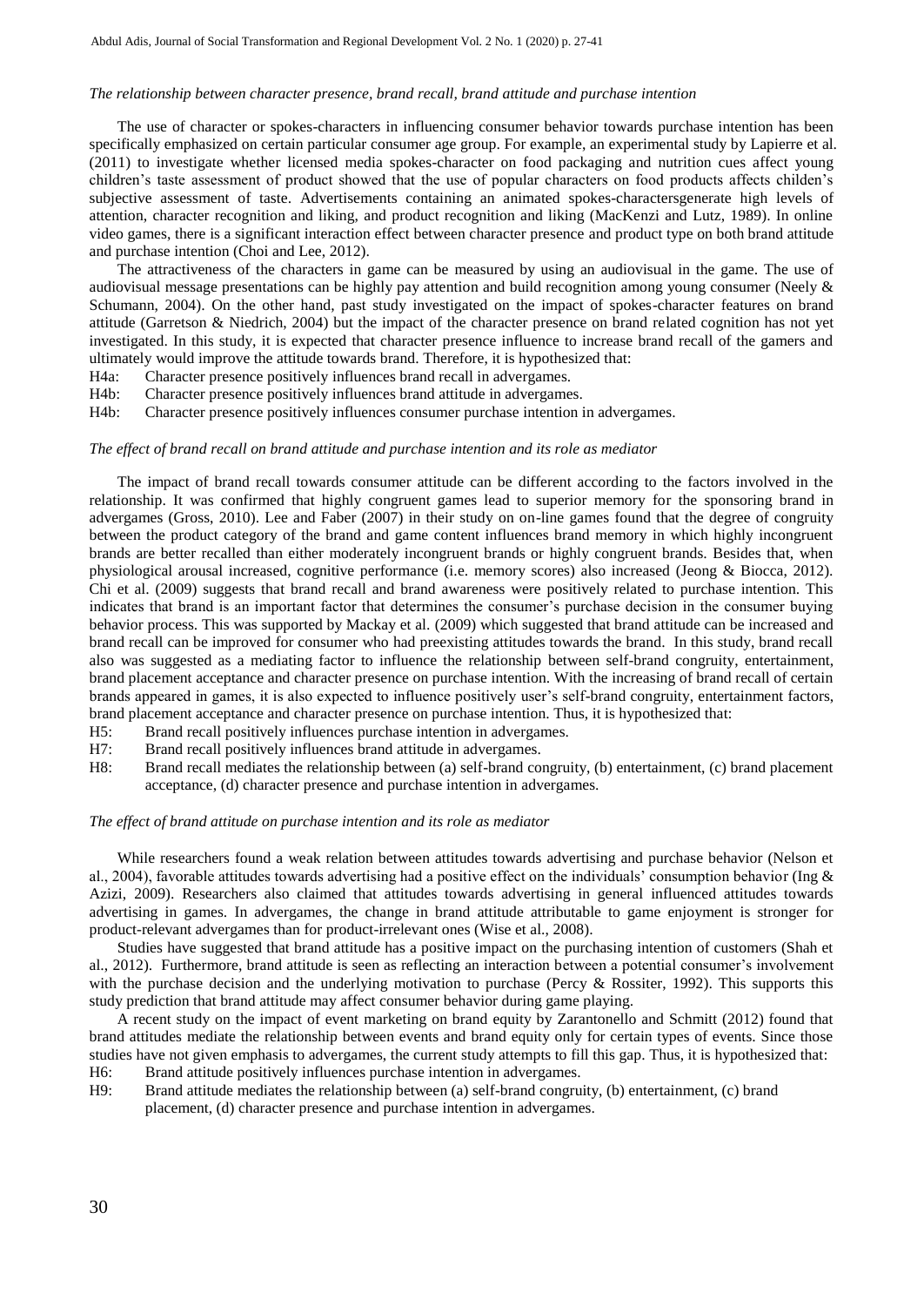*The relationship between character presence, brand recall, brand attitude and purchase intention*

The use of character or spokes-characters in influencing consumer behavior towards purchase intention has been specifically emphasized on certain particular consumer age group. For example, an experimental study by Lapierre et al. (2011) to investigate whether licensed media spokes-character on food packaging and nutrition cues affect young children's taste assessment of product showed that the use of popular characters on food products affects childen's subjective assessment of taste. Advertisements containing an animated spokes-charactersgenerate high levels of attention, character recognition and liking, and product recognition and liking (MacKenzi and Lutz, 1989). In online video games, there is a significant interaction effect between character presence and product type on both brand attitude and purchase intention (Choi and Lee, 2012).

The attractiveness of the characters in game can be measured by using an audiovisual in the game. The use of audiovisual message presentations can be highly pay attention and build recognition among young consumer (Neely & Schumann, 2004). On the other hand, past study investigated on the impact of spokes-character features on brand attitude (Garretson & Niedrich, 2004) but the impact of the character presence on brand related cognition has not yet investigated. In this study, it is expected that character presence influence to increase brand recall of the gamers and ultimately would improve the attitude towards brand. Therefore, it is hypothesized that:

H4a: Character presence positively influences brand recall in advergames.
H4b: Character presence positively influences brand attitude in advergames.
H4b: Character presence positively influences consumer purchase intention in advergames.

*The effect of brand recall on brand attitude and purchase intention and its role as mediator*

The impact of brand recall towards consumer attitude can be different according to the factors involved in the relationship. It was confirmed that highly congruent games lead to superior memory for the sponsoring brand in advergames (Gross, 2010). Lee and Faber (2007) in their study on on-line games found that the degree of congruity between the product category of the brand and game content influences brand memory in which highly incongruent brands are better recalled than either moderately incongruent brands or highly congruent brands. Besides that, when physiological arousal increased, cognitive performance (i.e. memory scores) also increased (Jeong & Biocca, 2012). Chi et al. (2009) suggests that brand recall and brand awareness were positively related to purchase intention. This indicates that brand is an important factor that determines the consumer's purchase decision in the consumer buying behavior process. This was supported by Mackay et al. (2009) which suggested that brand attitude can be increased and brand recall can be improved for consumer who had preexisting attitudes towards the brand. In this study, brand recall also was suggested as a mediating factor to influence the relationship between self-brand congruity, entertainment, brand placement acceptance and character presence on purchase intention. With the increasing of brand recall of certain brands appeared in games, it is also expected to influence positively user's self-brand congruity, entertainment factors, brand placement acceptance and character presence on purchase intention. Thus, it is hypothesized that:

H5: Brand recall positively influences purchase intention in advergames.
H7: Brand recall positively influences brand attitude in advergames.
H8: Brand recall mediates the relationship between (a) self-brand congruity, (b) entertainment, (c) brand placement acceptance, (d) character presence and purchase intention in advergames.

*The effect of brand attitude on purchase intention and its role as mediator*

While researchers found a weak relation between attitudes towards advertising and purchase behavior (Nelson et al., 2004), favorable attitudes towards advertising had a positive effect on the individuals' consumption behavior (Ing & Azizi, 2009). Researchers also claimed that attitudes towards advertising in general influenced attitudes towards advertising in games. In advergames, the change in brand attitude attributable to game enjoyment is stronger for product-relevant advergames than for product-irrelevant ones (Wise et al., 2008).

Studies have suggested that brand attitude has a positive impact on the purchasing intention of customers (Shah et al., 2012). Furthermore, brand attitude is seen as reflecting an interaction between a potential consumer's involvement with the purchase decision and the underlying motivation to purchase (Percy & Rossiter, 1992). This supports this study prediction that brand attitude may affect consumer behavior during game playing.

A recent study on the impact of event marketing on brand equity by Zarantonello and Schmitt (2012) found that brand attitudes mediate the relationship between events and brand equity only for certain types of events. Since those studies have not given emphasis to advergames, the current study attempts to fill this gap. Thus, it is hypothesized that:

H6: Brand attitude positively influences purchase intention in advergames.
H9: Brand attitude mediates the relationship between (a) self-brand congruity, (b) entertainment, (c) brand placement, (d) character presence and purchase intention in advergames.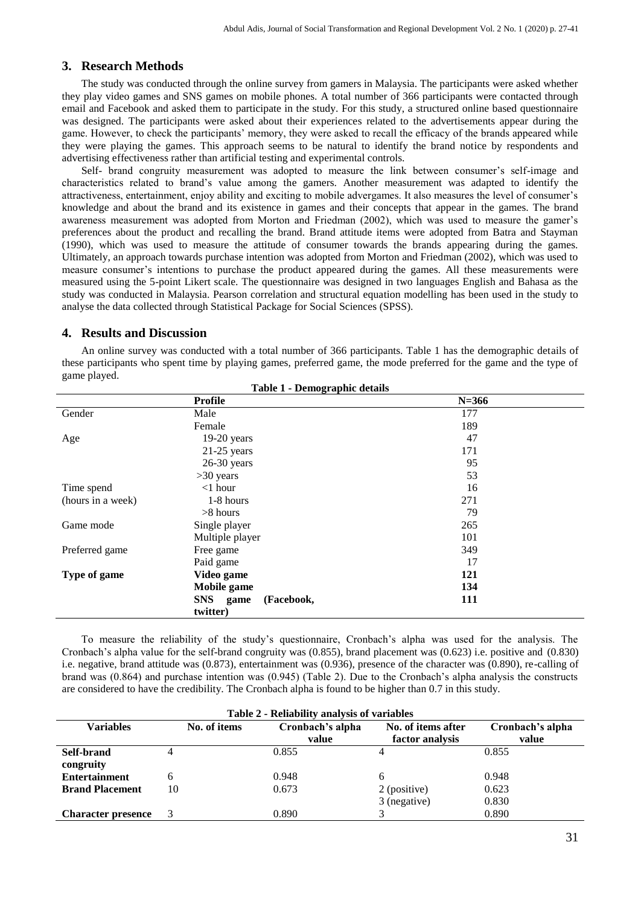## 3. Research Methods

The study was conducted through the online survey from gamers in Malaysia. The participants were asked whether they play video games and SNS games on mobile phones. A total number of 366 participants were contacted through email and Facebook and asked them to participate in the study. For this study, a structured online based questionnaire was designed. The participants were asked about their experiences related to the advertisements appear during the game. However, to check the participants' memory, they were asked to recall the efficacy of the brands appeared while they were playing the games. This approach seems to be natural to identify the brand notice by respondents and advertising effectiveness rather than artificial testing and experimental controls.

Self- brand congruity measurement was adopted to measure the link between consumer's self-image and characteristics related to brand's value among the gamers. Another measurement was adapted to identify the attractiveness, entertainment, enjoy ability and exciting to mobile advergames. It also measures the level of consumer's knowledge and about the brand and its existence in games and their concepts that appear in the games. The brand awareness measurement was adopted from Morton and Friedman (2002), which was used to measure the gamer's preferences about the product and recalling the brand. Brand attitude items were adopted from Batra and Stayman (1990), which was used to measure the attitude of consumer towards the brands appearing during the games. Ultimately, an approach towards purchase intention was adopted from Morton and Friedman (2002), which was used to measure consumer's intentions to purchase the product appeared during the games. All these measurements were measured using the 5-point Likert scale. The questionnaire was designed in two languages English and Bahasa as the study was conducted in Malaysia. Pearson correlation and structural equation modelling has been used in the study to analyse the data collected through Statistical Package for Social Sciences (SPSS).

## 4. Results and Discussion

An online survey was conducted with a total number of 366 participants. Table 1 has the demographic details of these participants who spent time by playing games, preferred game, the mode preferred for the game and the type of game played.

**Table 1 - Demographic details**

| | **Profile** | **N=366** |
|---|---|---|
| Gender | Male | 177 |
| | Female | 189 |
| Age | 19-20 years | 47 |
| | 21-25 years | 171 |
| | 26-30 years | 95 |
| | >30 years | 53 |
| Time spend (hours in a week) | <1 hour | 16 |
| | 1-8 hours | 271 |
| | >8 hours | 79 |
| Game mode | Single player | 265 |
| | Multiple player | 101 |
| Preferred game | Free game | 349 |
| | Paid game | 17 |
| **Type of game** | **Video game** | **121** |
| | **Mobile game** | **134** |
| | **SNS game (Facebook, twitter)** | **111** |

To measure the reliability of the study's questionnaire, Cronbach's alpha was used for the analysis. The Cronbach's alpha value for the self-brand congruity was (0.855), brand placement was (0.623) i.e. positive and (0.830) i.e. negative, brand attitude was (0.873), entertainment was (0.936), presence of the character was (0.890), re-calling of brand was (0.864) and purchase intention was (0.945) (Table 2). Due to the Cronbach's alpha analysis the constructs are considered to have the credibility. The Cronbach alpha is found to be higher than 0.7 in this study.

**Table 2 - Reliability analysis of variables**

| **Variables** | **No. of items** | **Cronbach's alpha value** | **No. of items after factor analysis** | **Cronbach's alpha value** |
|---|---|---|---|---|
| **Self-brand congruity** | 4 | 0.855 | 4 | 0.855 |
| **Entertainment** | 6 | 0.948 | 6 | 0.948 |
| **Brand Placement** | 10 | 0.673 | 2 (positive) | 0.623 |
| | | | 3 (negative) | 0.830 |
| **Character presence** | 3 | 0.890 | 3 | 0.890 |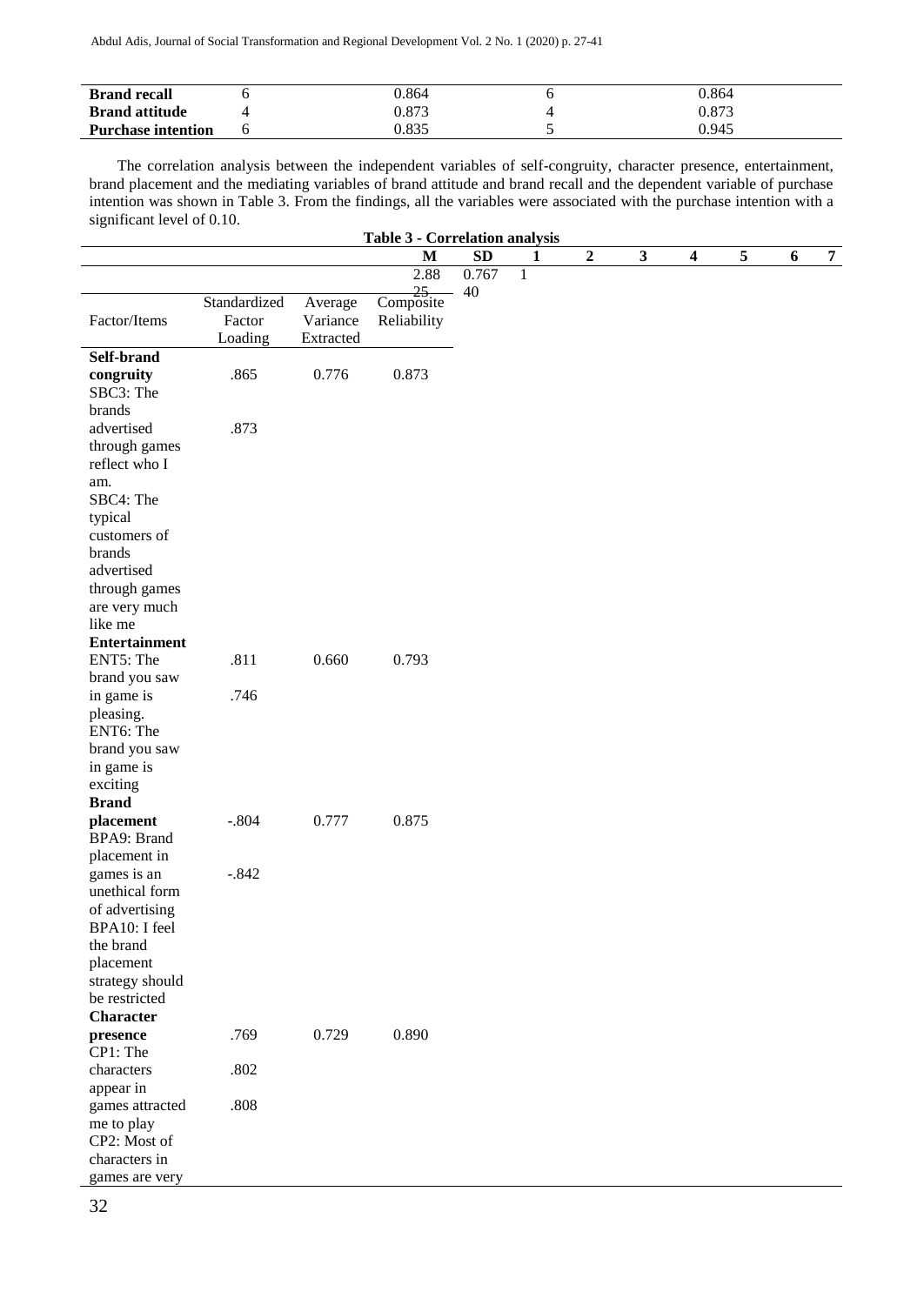| Brand recall | 6 | 0.864 | 6 | 0.864 |
|---|---|---|---|---|
| Brand attitude | 4 | 0.873 | 4 | 0.873 |
| Purchase intention | 6 | 0.835 | 5 | 0.945 |

The correlation analysis between the independent variables of self-congruity, character presence, entertainment, brand placement and the mediating variables of brand attitude and brand recall and the dependent variable of purchase intention was shown in Table 3. From the findings, all the variables were associated with the purchase intention with a significant level of 0.10.

**Table 3 - Correlation analysis**

| | | | M | SD | 1 | 2 | 3 | 4 | 5 | 6 | 7 |
|---|---|---|---|---|---|---|---|---|---|---|---|
| | | | 2.88 25 | 0.767 40 | 1 | | | | | | |

| Factor/Items | Standardized Factor Loading | Average Variance Extracted | Composite Reliability |
|---|---|---|---|
| **Self-brand congruity** | .865 | 0.776 | 0.873 |
| SBC3: The brands advertised through games reflect who I am. | .873 | | |
| SBC4: The typical customers of brands advertised through games are very much like me | | | |
| **Entertainment** | | | |
| ENT5: The brand you saw in game is pleasing. | .811 | 0.660 | 0.793 |
| ENT6: The brand you saw in game is exciting | .746 | | |
| **Brand placement** | -.804 | 0.777 | 0.875 |
| BPA9: Brand placement in games is an unethical form of advertising | -.842 | | |
| BPA10: I feel the brand placement strategy should be restricted | | | |
| **Character presence** | .769 | 0.729 | 0.890 |
| CP1: The characters appear in games attracted me to play | .802 | | |
| CP2: Most of characters in games are very | .808 | | |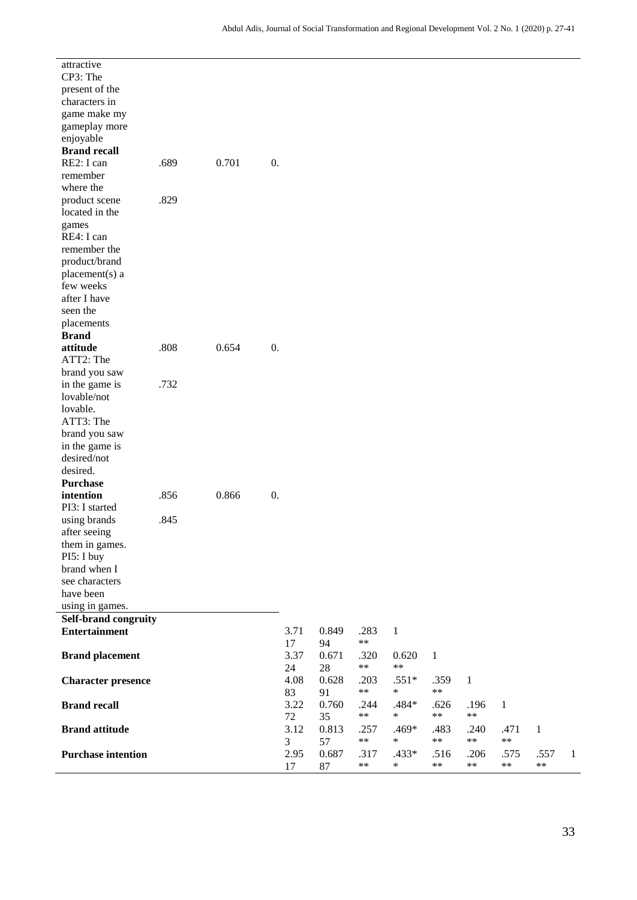| | | | | | | | | | | | | | |
|---|---|---|---|---|---|---|---|---|---|---|---|---|---|
| attractive | | | | | | | | | | | | | |
| CP3: The present of the characters in game make my gameplay more enjoyable | | | | | | | | | | | | | |
| **Brand recall** | .689 | 0.701 | 0. | | | | | | | | | | |
| RE2: I can remember where the product scene located in the games | .829 | | | | | | | | | | | | |
| RE4: I can remember the product/brand placement(s) a few weeks after I have seen the placements | | | | | | | | | | | | | |
| **Brand attitude** | .808 | 0.654 | 0. | | | | | | | | | | |
| ATT2: The brand you saw in the game is lovable/not lovable. | .732 | | | | | | | | | | | | |
| ATT3: The brand you saw in the game is desired/not desired. | | | | | | | | | | | | | |
| **Purchase intention** | .856 | 0.866 | 0. | | | | | | | | | | |
| PI3: I started using brands after seeing them in games. | .845 | | | | | | | | | | | | |
| PI5: I buy brand when I see characters have been using in games. | | | | | | | | | | | | | |
| **Self-brand congruity** | | | | | | | | | | | | | |
| **Entertainment** | | | | 3.7117 | 0.84994 | .283** | 1 | | | | | | |
| **Brand placement** | | | | 3.3724 | 0.67128 | .320** | 0.620** | 1 | | | | | |
| **Character presence** | | | | 4.0883 | 0.62891 | .203** | .551** | .359** | 1 | | | | |
| **Brand recall** | | | | 3.2272 | 0.76035 | .244** | .484** | .626** | .196** | 1 | | | |
| **Brand attitude** | | | | 3.123 | 0.81357 | .257** | .469** | .483** | .240** | .471** | 1 | | |
| **Purchase intention** | | | | 2.9517 | 0.68787 | .317** | .433** | .516** | .206** | .575** | .557** | 1 | |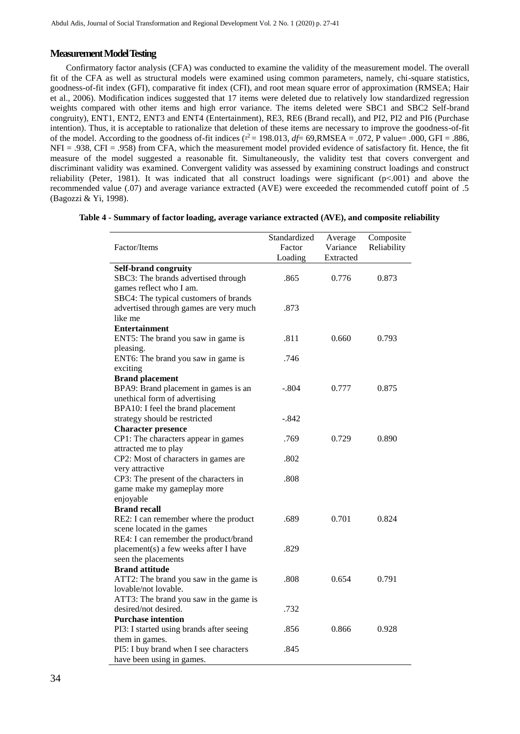## Measurement Model Testing

Confirmatory factor analysis (CFA) was conducted to examine the validity of the measurement model. The overall fit of the CFA as well as structural models were examined using common parameters, namely, chi-square statistics, goodness-of-fit index (GFI), comparative fit index (CFI), and root mean square error of approximation (RMSEA; Hair et al., 2006). Modification indices suggested that 17 items were deleted due to relatively low standardized regression weights compared with other items and high error variance. The items deleted were SBC1 and SBC2 Self-brand congruity), ENT1, ENT2, ENT3 and ENT4 (Entertainment), RE3, RE6 (Brand recall), and PI2, PI2 and PI6 (Purchase intention). Thus, it is acceptable to rationalize that deletion of these items are necessary to improve the goodness-of-fit of the model. According to the goodness of-fit indices ($x^2$ = 198.013, *df*= 69,RMSEA = .072, P value= .000, GFI = .886, NFI = .938, CFI = .958) from CFA, which the measurement model provided evidence of satisfactory fit. Hence, the fit measure of the model suggested a reasonable fit. Simultaneously, the validity test that covers convergent and discriminant validity was examined. Convergent validity was assessed by examining construct loadings and construct reliability (Peter, 1981). It was indicated that all construct loadings were significant (p<.001) and above the recommended value (.07) and average variance extracted (AVE) were exceeded the recommended cutoff point of .5 (Bagozzi & Yi, 1998).

**Table 4 - Summary of factor loading, average variance extracted (AVE), and composite reliability**

| Factor/Items | Standardized Factor Loading | Average Variance Extracted | Composite Reliability |
|---|---|---|---|
| **Self-brand congruity** | | | |
| SBC3: The brands advertised through games reflect who I am. | .865 | 0.776 | 0.873 |
| SBC4: The typical customers of brands advertised through games are very much like me | .873 | | |
| **Entertainment** | | | |
| ENT5: The brand you saw in game is pleasing. | .811 | 0.660 | 0.793 |
| ENT6: The brand you saw in game is exciting | .746 | | |
| **Brand placement** | | | |
| BPA9: Brand placement in games is an unethical form of advertising | -.804 | 0.777 | 0.875 |
| BPA10: I feel the brand placement strategy should be restricted | -.842 | | |
| **Character presence** | | | |
| CP1: The characters appear in games attracted me to play | .769 | 0.729 | 0.890 |
| CP2: Most of characters in games are very attractive | .802 | | |
| CP3: The present of the characters in game make my gameplay more enjoyable | .808 | | |
| **Brand recall** | | | |
| RE2: I can remember where the product scene located in the games | .689 | 0.701 | 0.824 |
| RE4: I can remember the product/brand placement(s) a few weeks after I have seen the placements | .829 | | |
| **Brand attitude** | | | |
| ATT2: The brand you saw in the game is lovable/not lovable. | .808 | 0.654 | 0.791 |
| ATT3: The brand you saw in the game is desired/not desired. | .732 | | |
| **Purchase intention** | | | |
| PI3: I started using brands after seeing them in games. | .856 | 0.866 | 0.928 |
| PI5: I buy brand when I see characters have been using in games. | .845 | | |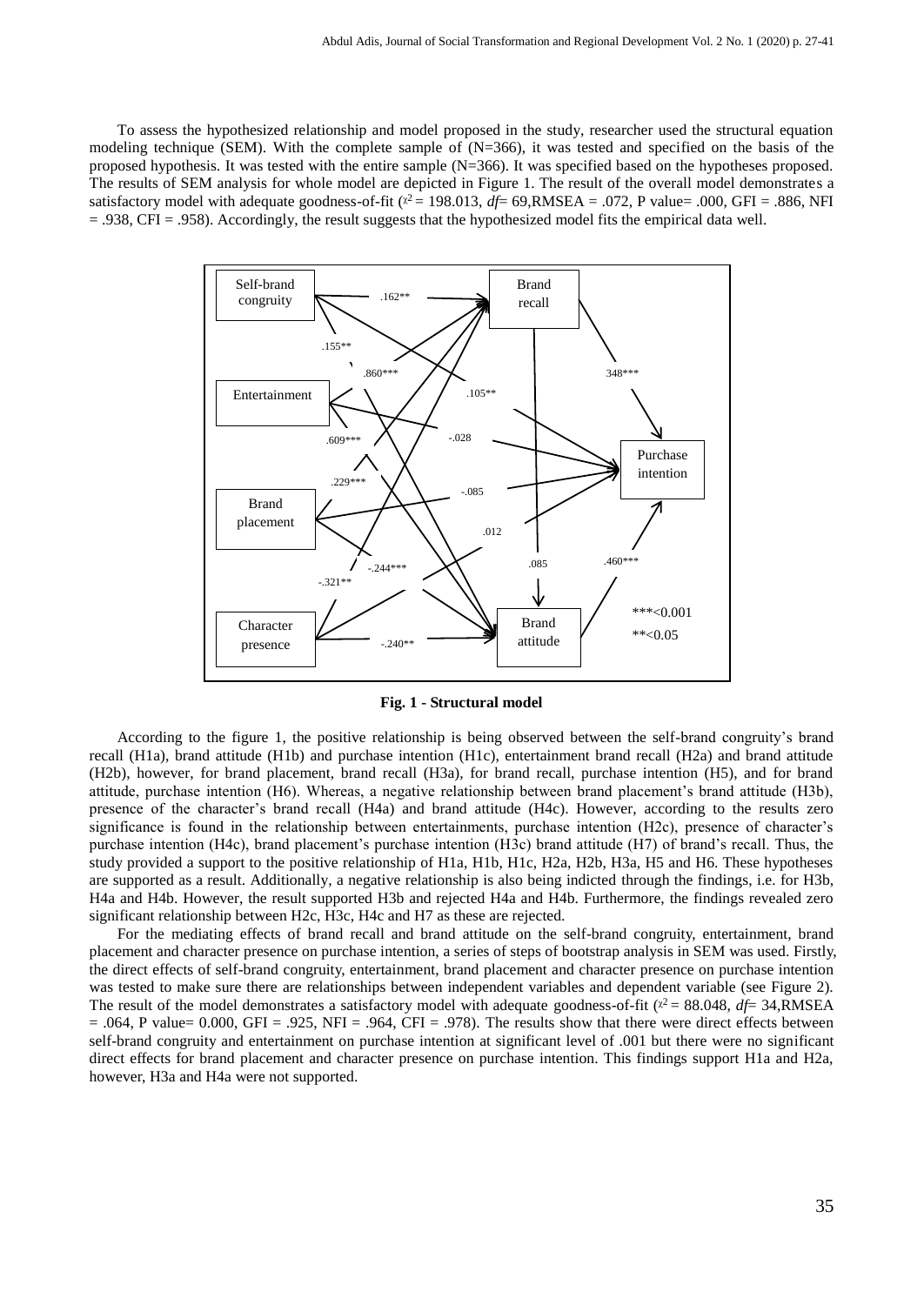To assess the hypothesized relationship and model proposed in the study, researcher used the structural equation modeling technique (SEM). With the complete sample of (N=366), it was tested and specified on the basis of the proposed hypothesis. It was tested with the entire sample (N=366). It was specified based on the hypotheses proposed. The results of SEM analysis for whole model are depicted in Figure 1. The result of the overall model demonstrates a satisfactory model with adequate goodness-of-fit ($\chi^2 = 198.013$, *df*= 69,RMSEA = .072, P value= .000, GFI = .886, NFI = .938, CFI = .958). Accordingly, the result suggests that the hypothesized model fits the empirical data well.

**Fig. 1 - Structural model**

According to the figure 1, the positive relationship is being observed between the self-brand congruity's brand recall (H1a), brand attitude (H1b) and purchase intention (H1c), entertainment brand recall (H2a) and brand attitude (H2b), however, for brand placement, brand recall (H3a), for brand recall, purchase intention (H5), and for brand attitude, purchase intention (H6). Whereas, a negative relationship between brand placement's brand attitude (H3b), presence of the character's brand recall (H4a) and brand attitude (H4c). However, according to the results zero significance is found in the relationship between entertainments, purchase intention (H2c), presence of character's purchase intention (H4c), brand placement's purchase intention (H3c) brand attitude (H7) of brand's recall. Thus, the study provided a support to the positive relationship of H1a, H1b, H1c, H2a, H2b, H3a, H5 and H6. These hypotheses are supported as a result. Additionally, a negative relationship is also being indicted through the findings, i.e. for H3b, H4a and H4b. However, the result supported H3b and rejected H4a and H4b. Furthermore, the findings revealed zero significant relationship between H2c, H3c, H4c and H7 as these are rejected.

For the mediating effects of brand recall and brand attitude on the self-brand congruity, entertainment, brand placement and character presence on purchase intention, a series of steps of bootstrap analysis in SEM was used. Firstly, the direct effects of self-brand congruity, entertainment, brand placement and character presence on purchase intention was tested to make sure there are relationships between independent variables and dependent variable (see Figure 2). The result of the model demonstrates a satisfactory model with adequate goodness-of-fit ($\chi^2 = 88.048$, *df*= 34,RMSEA = .064, P value= 0.000, GFI = .925, NFI = .964, CFI = .978). The results show that there were direct effects between self-brand congruity and entertainment on purchase intention at significant level of .001 but there were no significant direct effects for brand placement and character presence on purchase intention. This findings support H1a and H2a, however, H3a and H4a were not supported.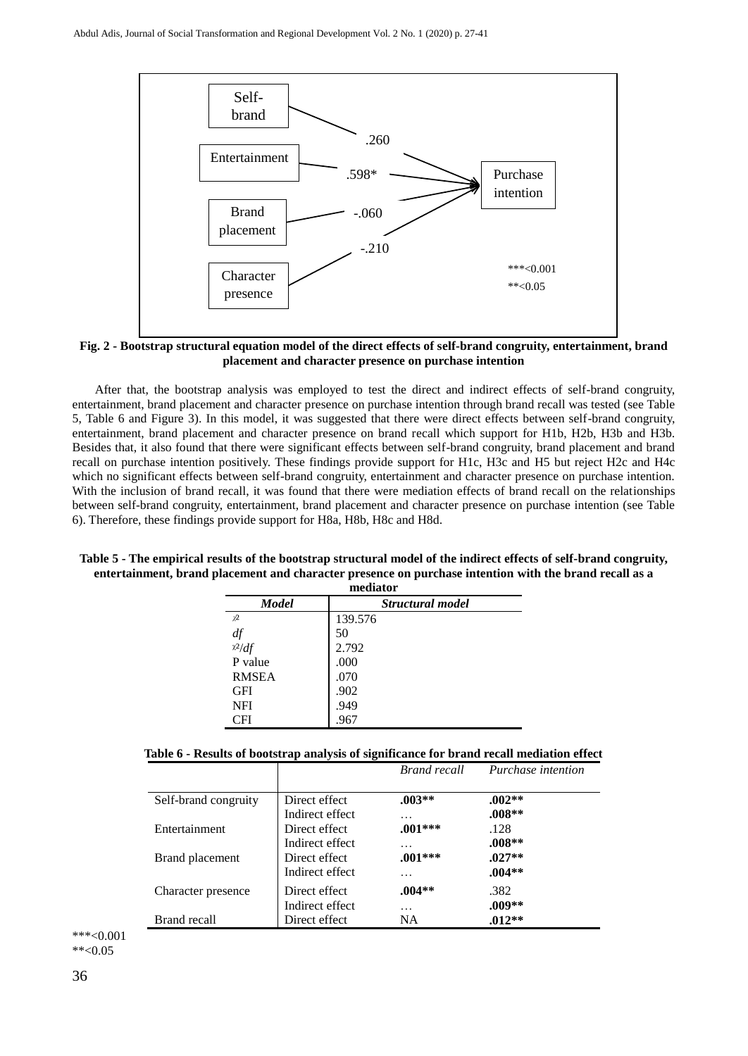Self-brand — .260
Entertainment — .598*
Brand placement — -.060
Character presence — -.210
→ Purchase intention

***<0.001
**<0.05

**Fig. 2 - Bootstrap structural equation model of the direct effects of self-brand congruity, entertainment, brand placement and character presence on purchase intention**

After that, the bootstrap analysis was employed to test the direct and indirect effects of self-brand congruity, entertainment, brand placement and character presence on purchase intention through brand recall was tested (see Table 5, Table 6 and Figure 3). In this model, it was suggested that there were direct effects between self-brand congruity, entertainment, brand placement and character presence on brand recall which support for H1b, H2b, H3b and H3b. Besides that, it also found that there were significant effects between self-brand congruity, brand placement and brand recall on purchase intention positively. These findings provide support for H1c, H3c and H5 but reject H2c and H4c which no significant effects between self-brand congruity, entertainment and character presence on purchase intention. With the inclusion of brand recall, it was found that there were mediation effects of brand recall on the relationships between self-brand congruity, entertainment, brand placement and character presence on purchase intention (see Table 6). Therefore, these findings provide support for H8a, H8b, H8c and H8d.

**Table 5 - The empirical results of the bootstrap structural model of the indirect effects of self-brand congruity, entertainment, brand placement and character presence on purchase intention with the brand recall as a mediator**

| *Model* | *Structural model* |
|---|---|
| $\chi^2$ | 139.576 |
| *df* | 50 |
| $\chi^2/df$ | 2.792 |
| P value | .000 |
| RMSEA | .070 |
| GFI | .902 |
| NFI | .949 |
| CFI | .967 |

**Table 6 - Results of bootstrap analysis of significance for brand recall mediation effect**

| | | *Brand recall* | *Purchase intention* |
|---|---|---|---|
| Self-brand congruity | Direct effect | **.003**** | **.002**** |
| | Indirect effect | … | **.008**** |
| Entertainment | Direct effect | **.001***** | .128 |
| | Indirect effect | … | **.008**** |
| Brand placement | Direct effect | **.001***** | **.027**** |
| | Indirect effect | … | **.004**** |
| Character presence | Direct effect | **.004**** | .382 |
| | Indirect effect | … | **.009**** |
| Brand recall | Direct effect | NA | **.012**** |

***<0.001
**<0.05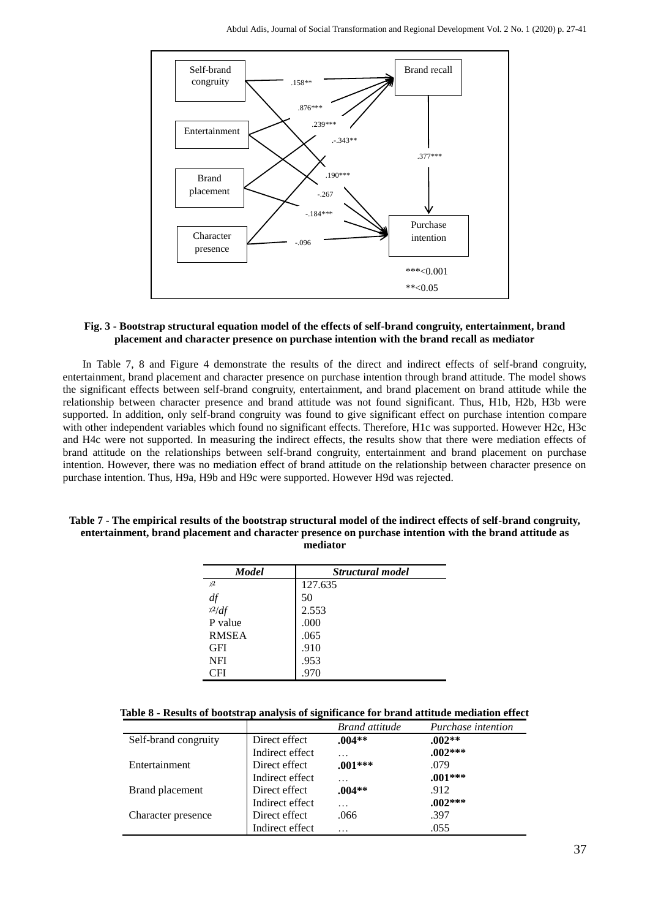**Fig. 3 - Bootstrap structural equation model of the effects of self-brand congruity, entertainment, brand placement and character presence on purchase intention with the brand recall as mediator**

In Table 7, 8 and Figure 4 demonstrate the results of the direct and indirect effects of self-brand congruity, entertainment, brand placement and character presence on purchase intention through brand attitude. The model shows the significant effects between self-brand congruity, entertainment, and brand placement on brand attitude while the relationship between character presence and brand attitude was not found significant. Thus, H1b, H2b, H3b were supported. In addition, only self-brand congruity was found to give significant effect on purchase intention compare with other independent variables which found no significant effects. Therefore, H1c was supported. However H2c, H3c and H4c were not supported. In measuring the indirect effects, the results show that there were mediation effects of brand attitude on the relationships between self-brand congruity, entertainment and brand placement on purchase intention. However, there was no mediation effect of brand attitude on the relationship between character presence on purchase intention. Thus, H9a, H9b and H9c were supported. However H9d was rejected.

**Table 7 - The empirical results of the bootstrap structural model of the indirect effects of self-brand congruity, entertainment, brand placement and character presence on purchase intention with the brand attitude as mediator**

| *Model* | *Structural model* |
|---|---|
| $\chi^2$ | 127.635 |
| *df* | 50 |
| $\chi^2/df$ | 2.553 |
| P value | .000 |
| RMSEA | .065 |
| GFI | .910 |
| NFI | .953 |
| CFI | .970 |

**Table 8 - Results of bootstrap analysis of significance for brand attitude mediation effect**

| | | *Brand attitude* | *Purchase intention* |
|---|---|---|---|
| Self-brand congruity | Direct effect | **.004\*\*** | **.002\*\*** |
| | Indirect effect | … | **.002\*\*\*** |
| Entertainment | Direct effect | **.001\*\*\*** | .079 |
| | Indirect effect | … | **.001\*\*\*** |
| Brand placement | Direct effect | **.004\*\*** | .912 |
| | Indirect effect | … | **.002\*\*\*** |
| Character presence | Direct effect | .066 | .397 |
| | Indirect effect | … | .055 |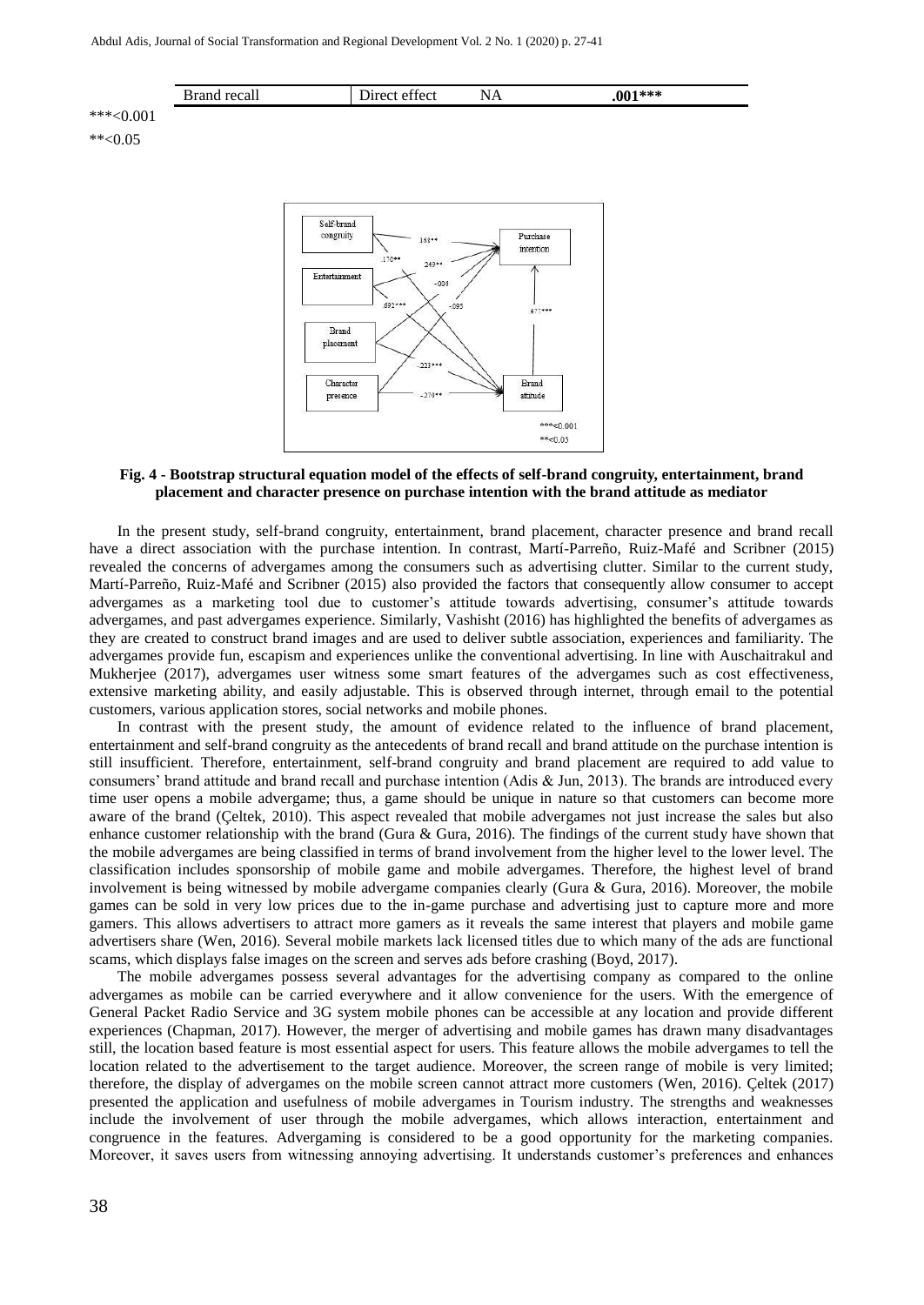| Brand recall | Direct effect | NA | **.001***** |
|---|---|---|---|

***<0.001

**<0.05

**Fig. 4 - Bootstrap structural equation model of the effects of self-brand congruity, entertainment, brand placement and character presence on purchase intention with the brand attitude as mediator**

In the present study, self-brand congruity, entertainment, brand placement, character presence and brand recall have a direct association with the purchase intention. In contrast, Martí-Parreño, Ruiz-Mafé and Scribner (2015) revealed the concerns of advergames among the consumers such as advertising clutter. Similar to the current study, Martí-Parreño, Ruiz-Mafé and Scribner (2015) also provided the factors that consequently allow consumer to accept advergames as a marketing tool due to customer's attitude towards advertising, consumer's attitude towards advergames, and past advergames experience. Similarly, Vashisht (2016) has highlighted the benefits of advergames as they are created to construct brand images and are used to deliver subtle association, experiences and familiarity. The advergames provide fun, escapism and experiences unlike the conventional advertising. In line with Auschaitrakul and Mukherjee (2017), advergames user witness some smart features of the advergames such as cost effectiveness, extensive marketing ability, and easily adjustable. This is observed through internet, through email to the potential customers, various application stores, social networks and mobile phones.

In contrast with the present study, the amount of evidence related to the influence of brand placement, entertainment and self-brand congruity as the antecedents of brand recall and brand attitude on the purchase intention is still insufficient. Therefore, entertainment, self-brand congruity and brand placement are required to add value to consumers' brand attitude and brand recall and purchase intention (Adis & Jun, 2013). The brands are introduced every time user opens a mobile advergame; thus, a game should be unique in nature so that customers can become more aware of the brand (Çeltek, 2010). This aspect revealed that mobile advergames not just increase the sales but also enhance customer relationship with the brand (Gura & Gura, 2016). The findings of the current study have shown that the mobile advergames are being classified in terms of brand involvement from the higher level to the lower level. The classification includes sponsorship of mobile game and mobile advergames. Therefore, the highest level of brand involvement is being witnessed by mobile advergame companies clearly (Gura & Gura, 2016). Moreover, the mobile games can be sold in very low prices due to the in-game purchase and advertising just to capture more and more gamers. This allows advertisers to attract more gamers as it reveals the same interest that players and mobile game advertisers share (Wen, 2016). Several mobile markets lack licensed titles due to which many of the ads are functional scams, which displays false images on the screen and serves ads before crashing (Boyd, 2017).

The mobile advergames possess several advantages for the advertising company as compared to the online advergames as mobile can be carried everywhere and it allow convenience for the users. With the emergence of General Packet Radio Service and 3G system mobile phones can be accessible at any location and provide different experiences (Chapman, 2017). However, the merger of advertising and mobile games has drawn many disadvantages still, the location based feature is most essential aspect for users. This feature allows the mobile advergames to tell the location related to the advertisement to the target audience. Moreover, the screen range of mobile is very limited; therefore, the display of advergames on the mobile screen cannot attract more customers (Wen, 2016). Çeltek (2017) presented the application and usefulness of mobile advergames in Tourism industry. The strengths and weaknesses include the involvement of user through the mobile advergames, which allows interaction, entertainment and congruence in the features. Advergaming is considered to be a good opportunity for the marketing companies. Moreover, it saves users from witnessing annoying advertising. It understands customer's preferences and enhances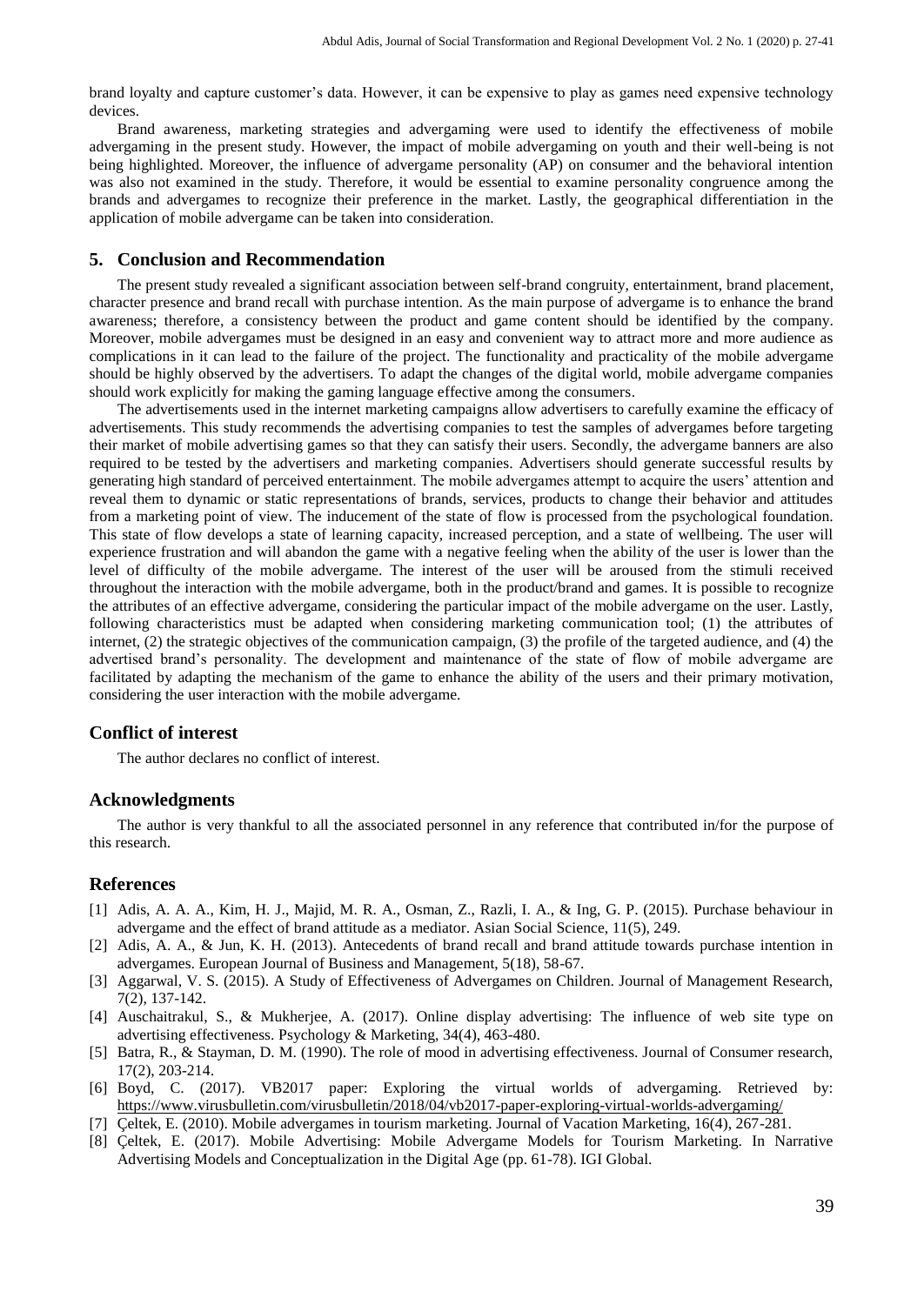brand loyalty and capture customer's data. However, it can be expensive to play as games need expensive technology devices.

Brand awareness, marketing strategies and advergaming were used to identify the effectiveness of mobile advergaming in the present study. However, the impact of mobile advergaming on youth and their well-being is not being highlighted. Moreover, the influence of advergame personality (AP) on consumer and the behavioral intention was also not examined in the study. Therefore, it would be essential to examine personality congruence among the brands and advergames to recognize their preference in the market. Lastly, the geographical differentiation in the application of mobile advergame can be taken into consideration.

## 5. Conclusion and Recommendation

The present study revealed a significant association between self-brand congruity, entertainment, brand placement, character presence and brand recall with purchase intention. As the main purpose of advergame is to enhance the brand awareness; therefore, a consistency between the product and game content should be identified by the company. Moreover, mobile advergames must be designed in an easy and convenient way to attract more and more audience as complications in it can lead to the failure of the project. The functionality and practicality of the mobile advergame should be highly observed by the advertisers. To adapt the changes of the digital world, mobile advergame companies should work explicitly for making the gaming language effective among the consumers.

The advertisements used in the internet marketing campaigns allow advertisers to carefully examine the efficacy of advertisements. This study recommends the advertising companies to test the samples of advergames before targeting their market of mobile advertising games so that they can satisfy their users. Secondly, the advergame banners are also required to be tested by the advertisers and marketing companies. Advertisers should generate successful results by generating high standard of perceived entertainment. The mobile advergames attempt to acquire the users' attention and reveal them to dynamic or static representations of brands, services, products to change their behavior and attitudes from a marketing point of view. The inducement of the state of flow is processed from the psychological foundation. This state of flow develops a state of learning capacity, increased perception, and a state of wellbeing. The user will experience frustration and will abandon the game with a negative feeling when the ability of the user is lower than the level of difficulty of the mobile advergame. The interest of the user will be aroused from the stimuli received throughout the interaction with the mobile advergame, both in the product/brand and games. It is possible to recognize the attributes of an effective advergame, considering the particular impact of the mobile advergame on the user. Lastly, following characteristics must be adapted when considering marketing communication tool; (1) the attributes of internet, (2) the strategic objectives of the communication campaign, (3) the profile of the targeted audience, and (4) the advertised brand's personality. The development and maintenance of the state of flow of mobile advergame are facilitated by adapting the mechanism of the game to enhance the ability of the users and their primary motivation, considering the user interaction with the mobile advergame.

## Conflict of interest

The author declares no conflict of interest.

## Acknowledgments

The author is very thankful to all the associated personnel in any reference that contributed in/for the purpose of this research.

## References

[1] Adis, A. A. A., Kim, H. J., Majid, M. R. A., Osman, Z., Razli, I. A., & Ing, G. P. (2015). Purchase behaviour in advergame and the effect of brand attitude as a mediator. Asian Social Science, 11(5), 249.

[2] Adis, A. A., & Jun, K. H. (2013). Antecedents of brand recall and brand attitude towards purchase intention in advergames. European Journal of Business and Management, 5(18), 58-67.

[3] Aggarwal, V. S. (2015). A Study of Effectiveness of Advergames on Children. Journal of Management Research, 7(2), 137-142.

[4] Auschaitrakul, S., & Mukherjee, A. (2017). Online display advertising: The influence of web site type on advertising effectiveness. Psychology & Marketing, 34(4), 463-480.

[5] Batra, R., & Stayman, D. M. (1990). The role of mood in advertising effectiveness. Journal of Consumer research, 17(2), 203-214.

[6] Boyd, C. (2017). VB2017 paper: Exploring the virtual worlds of advergaming. Retrieved by: https://www.virusbulletin.com/virusbulletin/2018/04/vb2017-paper-exploring-virtual-worlds-advergaming/

[7] Çeltek, E. (2010). Mobile advergames in tourism marketing. Journal of Vacation Marketing, 16(4), 267-281.

[8] Çeltek, E. (2017). Mobile Advertising: Mobile Advergame Models for Tourism Marketing. In Narrative Advertising Models and Conceptualization in the Digital Age (pp. 61-78). IGI Global.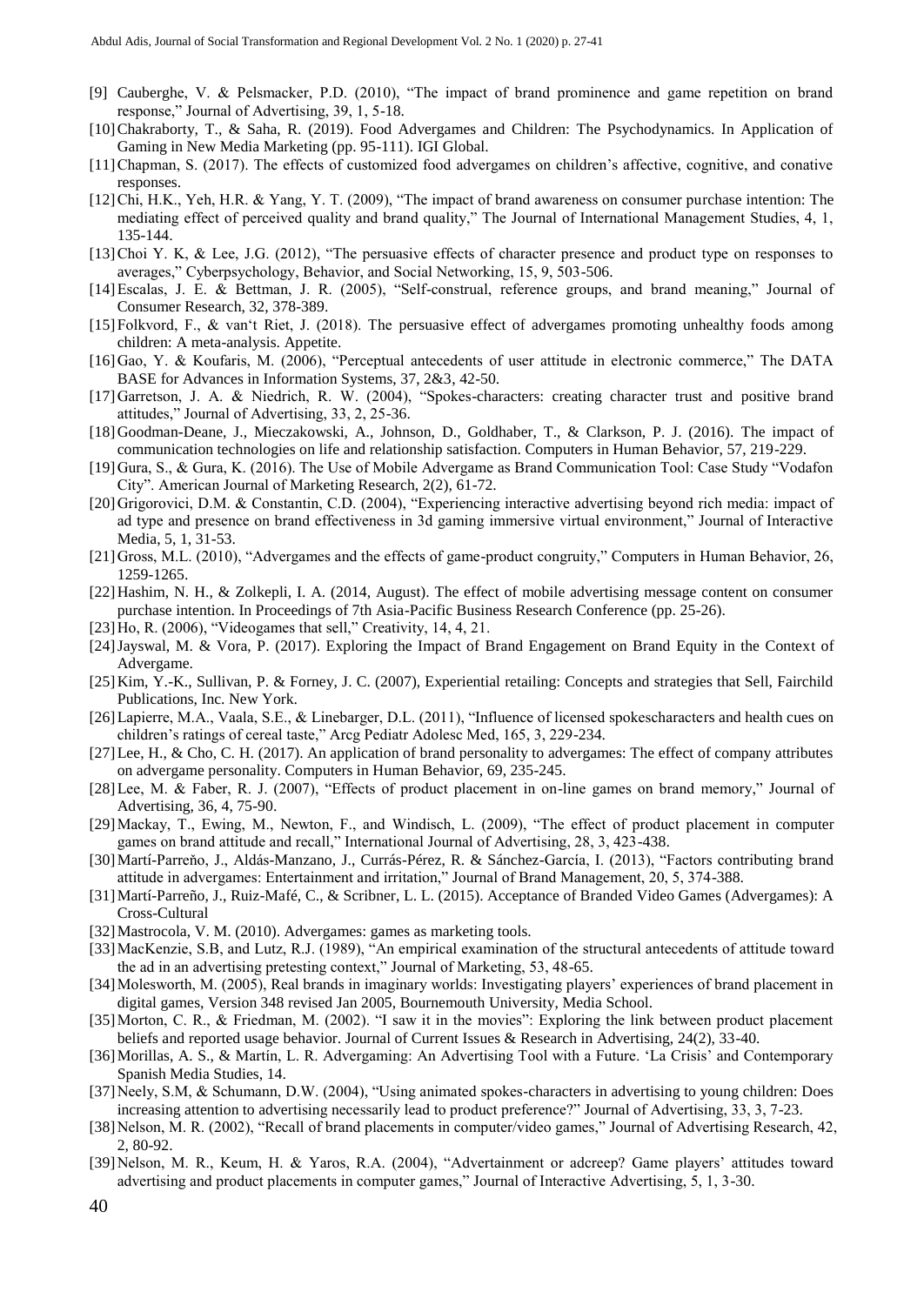[9] Cauberghe, V. & Pelsmacker, P.D. (2010), "The impact of brand prominence and game repetition on brand response," Journal of Advertising, 39, 1, 5-18.

[10] Chakraborty, T., & Saha, R. (2019). Food Advergames and Children: The Psychodynamics. In Application of Gaming in New Media Marketing (pp. 95-111). IGI Global.

[11] Chapman, S. (2017). The effects of customized food advergames on children's affective, cognitive, and conative responses.

[12] Chi, H.K., Yeh, H.R. & Yang, Y. T. (2009), "The impact of brand awareness on consumer purchase intention: The mediating effect of perceived quality and brand quality," The Journal of International Management Studies, 4, 1, 135-144.

[13] Choi Y. K, & Lee, J.G. (2012), "The persuasive effects of character presence and product type on responses to averages," Cyberpsychology, Behavior, and Social Networking, 15, 9, 503-506.

[14] Escalas, J. E. & Bettman, J. R. (2005), "Self-construal, reference groups, and brand meaning," Journal of Consumer Research, 32, 378-389.

[15] Folkvord, F., & van't Riet, J. (2018). The persuasive effect of advergames promoting unhealthy foods among children: A meta-analysis. Appetite.

[16] Gao, Y. & Koufaris, M. (2006), "Perceptual antecedents of user attitude in electronic commerce," The DATA BASE for Advances in Information Systems, 37, 2&3, 42-50.

[17] Garretson, J. A. & Niedrich, R. W. (2004), "Spokes-characters: creating character trust and positive brand attitudes," Journal of Advertising, 33, 2, 25-36.

[18] Goodman-Deane, J., Mieczakowski, A., Johnson, D., Goldhaber, T., & Clarkson, P. J. (2016). The impact of communication technologies on life and relationship satisfaction. Computers in Human Behavior, 57, 219-229.

[19] Gura, S., & Gura, K. (2016). The Use of Mobile Advergame as Brand Communication Tool: Case Study "Vodafon City". American Journal of Marketing Research, 2(2), 61-72.

[20] Grigorovici, D.M. & Constantin, C.D. (2004), "Experiencing interactive advertising beyond rich media: impact of ad type and presence on brand effectiveness in 3d gaming immersive virtual environment," Journal of Interactive Media, 5, 1, 31-53.

[21] Gross, M.L. (2010), "Advergames and the effects of game-product congruity," Computers in Human Behavior, 26, 1259-1265.

[22] Hashim, N. H., & Zolkepli, I. A. (2014, August). The effect of mobile advertising message content on consumer purchase intention. In Proceedings of 7th Asia-Pacific Business Research Conference (pp. 25-26).

[23] Ho, R. (2006), "Videogames that sell," Creativity, 14, 4, 21.

[24] Jayswal, M. & Vora, P. (2017). Exploring the Impact of Brand Engagement on Brand Equity in the Context of Advergame.

[25] Kim, Y.-K., Sullivan, P. & Forney, J. C. (2007), Experiential retailing: Concepts and strategies that Sell, Fairchild Publications, Inc. New York.

[26] Lapierre, M.A., Vaala, S.E., & Linebarger, D.L. (2011), "Influence of licensed spokescharacters and health cues on children's ratings of cereal taste," Arcg Pediatr Adolesc Med, 165, 3, 229-234.

[27] Lee, H., & Cho, C. H. (2017). An application of brand personality to advergames: The effect of company attributes on advergame personality. Computers in Human Behavior, 69, 235-245.

[28] Lee, M. & Faber, R. J. (2007), "Effects of product placement in on-line games on brand memory," Journal of Advertising, 36, 4, 75-90.

[29] Mackay, T., Ewing, M., Newton, F., and Windisch, L. (2009), "The effect of product placement in computer games on brand attitude and recall," International Journal of Advertising, 28, 3, 423-438.

[30] Martí-Parreño, J., Aldás-Manzano, J., Currás-Pérez, R. & Sánchez-García, I. (2013), "Factors contributing brand attitude in advergames: Entertainment and irritation," Journal of Brand Management, 20, 5, 374-388.

[31] Martí-Parreño, J., Ruiz-Mafé, C., & Scribner, L. L. (2015). Acceptance of Branded Video Games (Advergames): A Cross-Cultural

[32] Mastrocola, V. M. (2010). Advergames: games as marketing tools.

[33] MacKenzie, S.B, and Lutz, R.J. (1989), "An empirical examination of the structural antecedents of attitude toward the ad in an advertising pretesting context," Journal of Marketing, 53, 48-65.

[34] Molesworth, M. (2005), Real brands in imaginary worlds: Investigating players' experiences of brand placement in digital games, Version 348 revised Jan 2005, Bournemouth University, Media School.

[35] Morton, C. R., & Friedman, M. (2002). "I saw it in the movies": Exploring the link between product placement beliefs and reported usage behavior. Journal of Current Issues & Research in Advertising, 24(2), 33-40.

[36] Morillas, A. S., & Martín, L. R. Advergaming: An Advertising Tool with a Future. 'La Crisis' and Contemporary Spanish Media Studies, 14.

[37] Neely, S.M, & Schumann, D.W. (2004), "Using animated spokes-characters in advertising to young children: Does increasing attention to advertising necessarily lead to product preference?" Journal of Advertising, 33, 3, 7-23.

[38] Nelson, M. R. (2002), "Recall of brand placements in computer/video games," Journal of Advertising Research, 42, 2, 80-92.

[39] Nelson, M. R., Keum, H. & Yaros, R.A. (2004), "Advertainment or adcreep? Game players' attitudes toward advertising and product placements in computer games," Journal of Interactive Advertising, 5, 1, 3-30.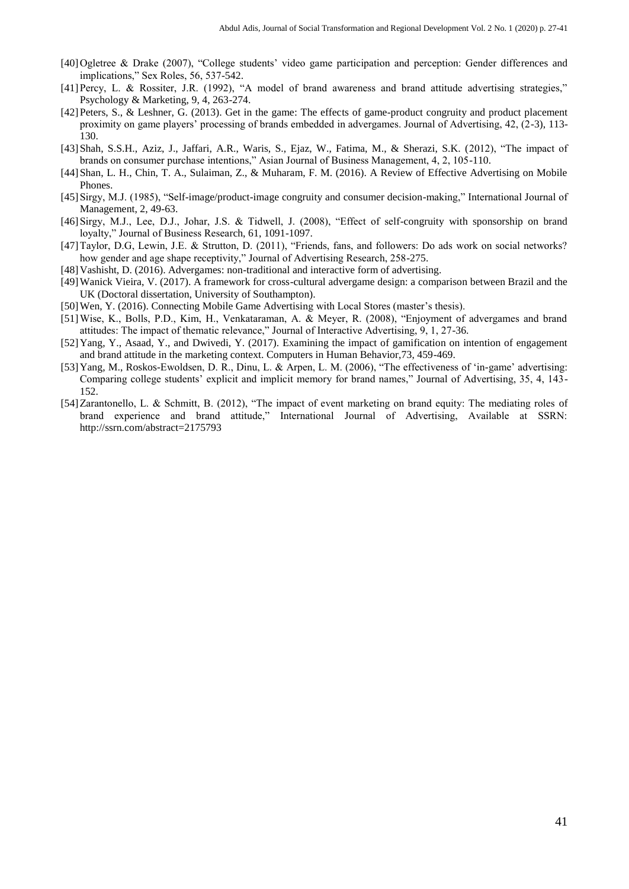[40] Ogletree & Drake (2007), "College students' video game participation and perception: Gender differences and implications," Sex Roles, 56, 537-542.

[41] Percy, L. & Rossiter, J.R. (1992), "A model of brand awareness and brand attitude advertising strategies," Psychology & Marketing, 9, 4, 263-274.

[42] Peters, S., & Leshner, G. (2013). Get in the game: The effects of game-product congruity and product placement proximity on game players' processing of brands embedded in advergames. Journal of Advertising, 42, (2-3), 113-130.

[43] Shah, S.S.H., Aziz, J., Jaffari, A.R., Waris, S., Ejaz, W., Fatima, M., & Sherazi, S.K. (2012), "The impact of brands on consumer purchase intentions," Asian Journal of Business Management, 4, 2, 105-110.

[44] Shan, L. H., Chin, T. A., Sulaiman, Z., & Muharam, F. M. (2016). A Review of Effective Advertising on Mobile Phones.

[45] Sirgy, M.J. (1985), "Self-image/product-image congruity and consumer decision-making," International Journal of Management, 2, 49-63.

[46] Sirgy, M.J., Lee, D.J., Johar, J.S. & Tidwell, J. (2008), "Effect of self-congruity with sponsorship on brand loyalty," Journal of Business Research, 61, 1091-1097.

[47] Taylor, D.G, Lewin, J.E. & Strutton, D. (2011), "Friends, fans, and followers: Do ads work on social networks? how gender and age shape receptivity," Journal of Advertising Research, 258-275.

[48] Vashisht, D. (2016). Advergames: non-traditional and interactive form of advertising.

[49] Wanick Vieira, V. (2017). A framework for cross-cultural advergame design: a comparison between Brazil and the UK (Doctoral dissertation, University of Southampton).

[50] Wen, Y. (2016). Connecting Mobile Game Advertising with Local Stores (master's thesis).

[51] Wise, K., Bolls, P.D., Kim, H., Venkataraman, A. & Meyer, R. (2008), "Enjoyment of advergames and brand attitudes: The impact of thematic relevance," Journal of Interactive Advertising, 9, 1, 27-36.

[52] Yang, Y., Asaad, Y., and Dwivedi, Y. (2017). Examining the impact of gamification on intention of engagement and brand attitude in the marketing context. Computers in Human Behavior,73, 459-469.

[53] Yang, M., Roskos-Ewoldsen, D. R., Dinu, L. & Arpen, L. M. (2006), "The effectiveness of 'in-game' advertising: Comparing college students' explicit and implicit memory for brand names," Journal of Advertising, 35, 4, 143-152.

[54] Zarantonello, L. & Schmitt, B. (2012), "The impact of event marketing on brand equity: The mediating roles of brand experience and brand attitude," International Journal of Advertising, Available at SSRN: http://ssrn.com/abstract=2175793